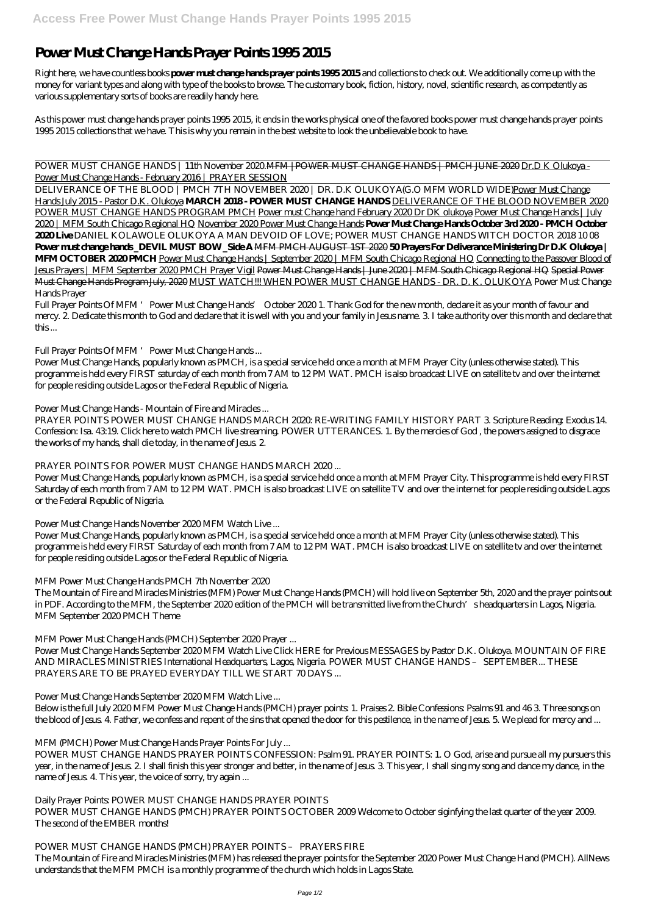# Power Must Change Hands Prayer Points 1995 2015

Right here, we have countless books **power must change hands prayer points 1995 2015** and collections to check out. We additionally come up with the money for variant types and along with type of the books to browse. The customary book, fiction, history, novel, scientific research, as competently as various supplementary sorts of books are readily handy here.

As this power must change hands prayer points 1995 2015, it ends in the works physical one of the favored books power must change hands prayer points 1995 2015 collections that we have. This is why you remain in the best website to look the unbelievable book to have.

POWER MUST CHANGE HANDS | 11th November 2020.MFM |POWER MUST CHANGE HANDS | PMCH JUNE 2020 Dr.D K Olukoya - Power Must Change Hands - February 2016 | PRAYER SESSION

DELIVERANCE OF THE BLOOD | PMCH 7TH NOVEMBER 2020 | DR. D.K OLUKOYA(G.O MFM WORLD WIDE)Power Must Change Hands July 2015 - Pastor D.K. Olukoya **MARCH 2018 - POWER MUST CHANGE HANDS** DELIVERANCE OF THE BLOOD NOVEMBER 2020 POWER MUST CHANGE HANDS PROGRAM PMCH Power must Change hand February 2020 Dr DK olukoya Power Must Change Hands | July 2020 | MFM South Chicago Regional HQ November 2020 Power Must Change Hands **Power Must Change Hands October 3rd 2020 - PMCH October 2020 Live** *DANIEL KOLAWOLE OLUKOYA A MAN DEVOID OF LOVE; POWER MUST CHANGE HANDS WITCH DOCTOR 2018 10 08* **Power must change hands _DEVIL MUST BOW _Side A** MFM PMCH AUGUST 1ST 2020 **50 Prayers For Deliverance Ministering Dr D.K Olukoya | MFM OCTOBER 2020 PMCH** Power Must Change Hands | September 2020 | MFM South Chicago Regional HQ Connecting to the Passover Blood of Jesus Prayers | MFM September 2020 PMCH Prayer Vigil Power Must Change Hands | June 2020 | MFM South Chicago Regional HQ Special Power Must Change Hands Program July, 2020 MUST WATCH!!! WHEN POWER MUST CHANGE HANDS - DR. D. K. OLUKOYA *Power Must Change Hands Prayer*

Full Prayer Points Of MFM 'Power Must Change Hands' October 2020 1. Thank God for the new month, declare it as your month of favour and mercy. 2. Dedicate this month to God and declare that it is well with you and your family in Jesus name. 3. I take authority over this month and declare that this ...

*Full Prayer Points Of MFM 'Power Must Change Hands ...*

Power Must Change Hands, popularly known as PMCH, is a special service held once a month at MFM Prayer City (unless otherwise stated). This programme is held every FIRST saturday of each month from 7 AM to 12 PM WAT. PMCH is also broadcast LIVE on satellite tv and over the internet for people residing outside Lagos or the Federal Republic of Nigeria.

*Power Must Change Hands - Mountain of Fire and Miracles ...*

PRAYER POINTS POWER MUST CHANGE HANDS MARCH 2020: RE-WRITING FAMILY HISTORY PART 3. Scripture Reading: Exodus 14. Confession: Isa. 43:19. Click here to watch PMCH live streaming. POWER UTTERANCES. 1. By the mercies of God , the powers assigned to disgrace the works of my hands, shall die today, in the name of Jesus. 2.

*PRAYER POINTS FOR POWER MUST CHANGE HANDS MARCH 2020 ...*

Power Must Change Hands, popularly known as PMCH, is a special service held once a month at MFM Prayer City. This programme is held every FIRST Saturday of each month from 7 AM to 12 PM WAT. PMCH is also broadcast LIVE on satellite TV and over the internet for people residing outside Lagos or the Federal Republic of Nigeria.

*Power Must Change Hands November 2020 MFM Watch Live ...*

Power Must Change Hands, popularly known as PMCH, is a special service held once a month at MFM Prayer City (unless otherwise stated). This programme is held every FIRST Saturday of each month from 7 AM to 12 PM WAT. PMCH is also broadcast LIVE on satellite tv and over the internet for people residing outside Lagos or the Federal Republic of Nigeria.

*MFM Power Must Change Hands PMCH 7th November 2020*

The Mountain of Fire and Miracles Ministries (MFM) Power Must Change Hands (PMCH) will hold live on September 5th, 2020 and the prayer points out in PDF. According to the MFM, the September 2020 edition of the PMCH will be transmitted live from the Church's headquarters in Lagos, Nigeria. MFM September 2020 PMCH Theme

*MFM Power Must Change Hands (PMCH) September 2020 Prayer ...*

Power Must Change Hands September 2020 MFM Watch Live Click HERE for Previous MESSAGES by Pastor D.K. Olukoya. MOUNTAIN OF FIRE AND MIRACLES MINISTRIES International Headquarters, Lagos, Nigeria. POWER MUST CHANGE HANDS – SEPTEMBER... THESE PRAYERS ARE TO BE PRAYED EVERYDAY TILL WE START 70 DAYS ...

*Power Must Change Hands September 2020 MFM Watch Live ...*

Below is the full July 2020 MFM Power Must Change Hands (PMCH) prayer points: 1. Praises 2. Bible Confessions: Psalms 91 and 46 3. Three songs on the blood of Jesus. 4. Father, we confess and repent of the sins that opened the door for this pestilence, in the name of Jesus. 5. We plead for mercy and ...

*MFM (PMCH) Power Must Change Hands Prayer Points For July ...*

POWER MUST CHANGE HANDS PRAYER POINTS CONFESSION: Psalm 91. PRAYER POINTS: 1. O God, arise and pursue all my pursuers this year, in the name of Jesus. 2. I shall finish this year stronger and better, in the name of Jesus. 3. This year, I shall sing my song and dance my dance, in the name of Jesus. 4. This year, the voice of sorry, try again ...

*Daily Prayer Points: POWER MUST CHANGE HANDS PRAYER POINTS*

POWER MUST CHANGE HANDS (PMCH) PRAYER POINTS OCTOBER 2009 Welcome to October siginfying the last quarter of the year 2009. The second of the EMBER months!

*POWER MUST CHANGE HANDS (PMCH) PRAYER POINTS – PRAYERS FIRE*

The Mountain of Fire and Miracles Ministries (MFM) has released the prayer points for the September 2020 Power Must Change Hand (PMCH). AllNews understands that the MFM PMCH is a monthly programme of the church which holds in Lagos State.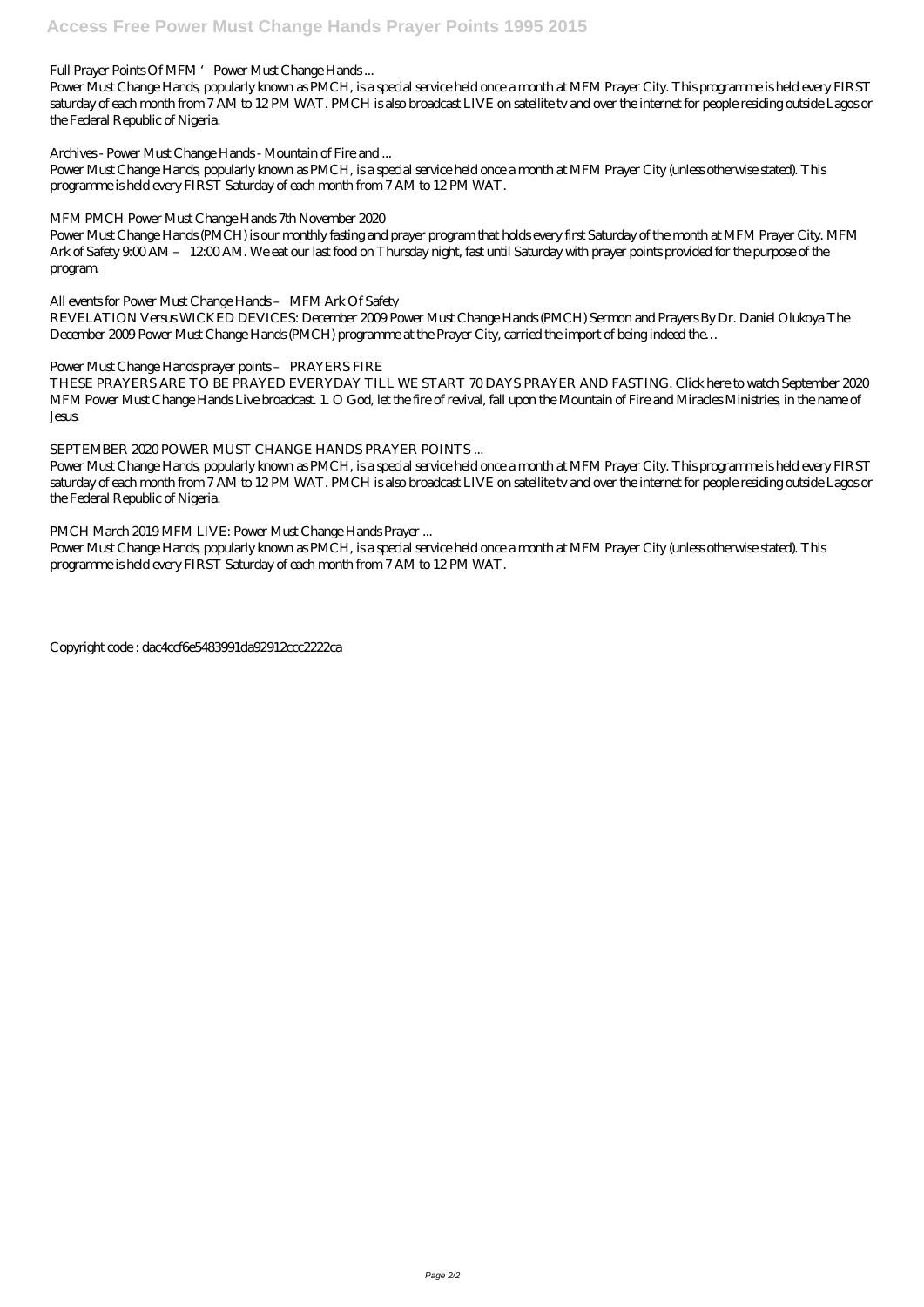Full Prayer Points Of MFM ' Power Must Change Hands ...

Power Must Change Hands, popularly known as PMCH, is a special service held once a month at MFM Prayer City. This programme is held every FIRST saturday of each month from 7 AM to 12 PM WAT. PMCH is also broadcast LIVE on satellite tv and over the internet for people residing outside Lagos or the Federal Republic of Nigeria.

Archives - Power Must Change Hands - Mountain of Fire and ...

Power Must Change Hands, popularly known as PMCH, is a special service held once a month at MFM Prayer City (unless otherwise stated). This programme is held every FIRST Saturday of each month from 7 AM to 12 PM WAT.

MFM PMCH Power Must Change Hands 7th November 2020

Power Must Change Hands (PMCH) is our monthly fasting and prayer program that holds every first Saturday of the month at MFM Prayer City. MFM Ark of Safety 9:00 AM – 12:00 AM. We eat our last food on Thursday night, fast until Saturday with prayer points provided for the purpose of the program.

All events for Power Must Change Hands – MFM Ark Of Safety

REVELATION Versus WICKED DEVICES: December 2009 Power Must Change Hands (PMCH) Sermon and Prayers By Dr. Daniel Olukoya The December 2009 Power Must Change Hands (PMCH) programme at the Prayer City, carried the import of being indeed the…

Power Must Change Hands prayer points – PRAYERS FIRE

THESE PRAYERS ARE TO BE PRAYED EVERYDAY TILL WE START 70 DAYS PRAYER AND FASTING. Click here to watch September 2020 MFM Power Must Change Hands Live broadcast. 1. O God, let the fire of revival, fall upon the Mountain of Fire and Miracles Ministries, in the name of Jesus.

SEPTEMBER 2020 POWER MUST CHANGE HANDS PRAYER POINTS ...

Power Must Change Hands, popularly known as PMCH, is a special service held once a month at MFM Prayer City. This programme is held every FIRST saturday of each month from 7 AM to 12 PM WAT. PMCH is also broadcast LIVE on satellite tv and over the internet for people residing outside Lagos or the Federal Republic of Nigeria.

PMCH March 2019 MFM LIVE: Power Must Change Hands Prayer ...

Power Must Change Hands, popularly known as PMCH, is a special service held once a month at MFM Prayer City (unless otherwise stated). This programme is held every FIRST Saturday of each month from 7 AM to 12 PM WAT.

Copyright code : dac4ccf6e5483991da92912ccc2222ca